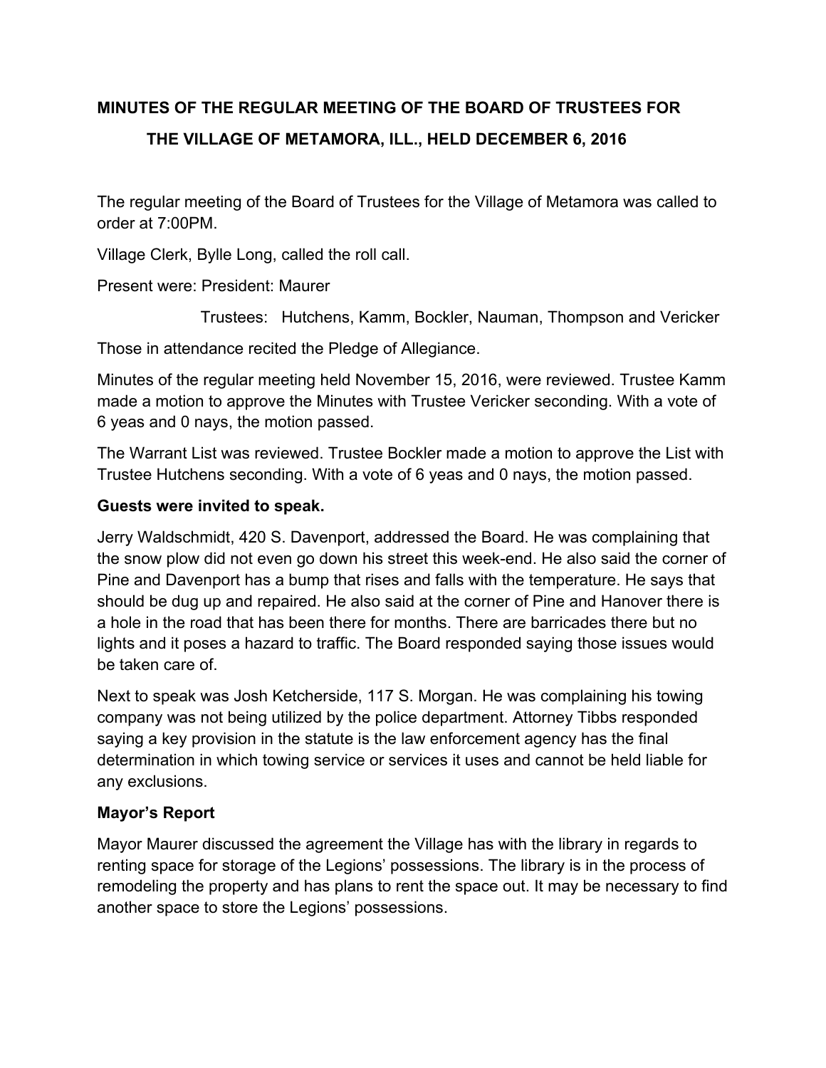# MINUTES OF THE REGULAR MEETING OF THE BOARD OF TRUSTEES FOR THE VILLAGE OF METAMORA, ILL., HELD DECEMBER 6, 2016

The regular meeting of the Board of Trustees for the Village of Metamora was called to order at 7:00PM.

Village Clerk, Bylle Long, called the roll call.

Present were: President: Maurer

Trustees: Hutchens, Kamm, Bockler, Nauman, Thompson and Vericker

Those in attendance recited the Pledge of Allegiance.

Minutes of the regular meeting held November 15, 2016, were reviewed. Trustee Kamm made a motion to approve the Minutes with Trustee Vericker seconding. With a vote of 6 yeas and 0 nays, the motion passed.

The Warrant List was reviewed. Trustee Bockler made a motion to approve the List with Trustee Hutchens seconding. With a vote of 6 yeas and 0 nays, the motion passed.

**Guests were invited to speak.**

Jerry Waldschmidt, 420 S. Davenport, addressed the Board. He was complaining that the snow plow did not even go down his street this week-end. He also said the corner of Pine and Davenport has a bump that rises and falls with the temperature. He says that should be dug up and repaired. He also said at the corner of Pine and Hanover there is a hole in the road that has been there for months. There are barricades there but no lights and it poses a hazard to traffic. The Board responded saying those issues would be taken care of.

Next to speak was Josh Ketcherside, 117 S. Morgan. He was complaining his towing company was not being utilized by the police department. Attorney Tibbs responded saying a key provision in the statute is the law enforcement agency has the final determination in which towing service or services it uses and cannot be held liable for any exclusions.

**Mayor's Report**

Mayor Maurer discussed the agreement the Village has with the library in regards to renting space for storage of the Legions' possessions. The library is in the process of remodeling the property and has plans to rent the space out. It may be necessary to find another space to store the Legions' possessions.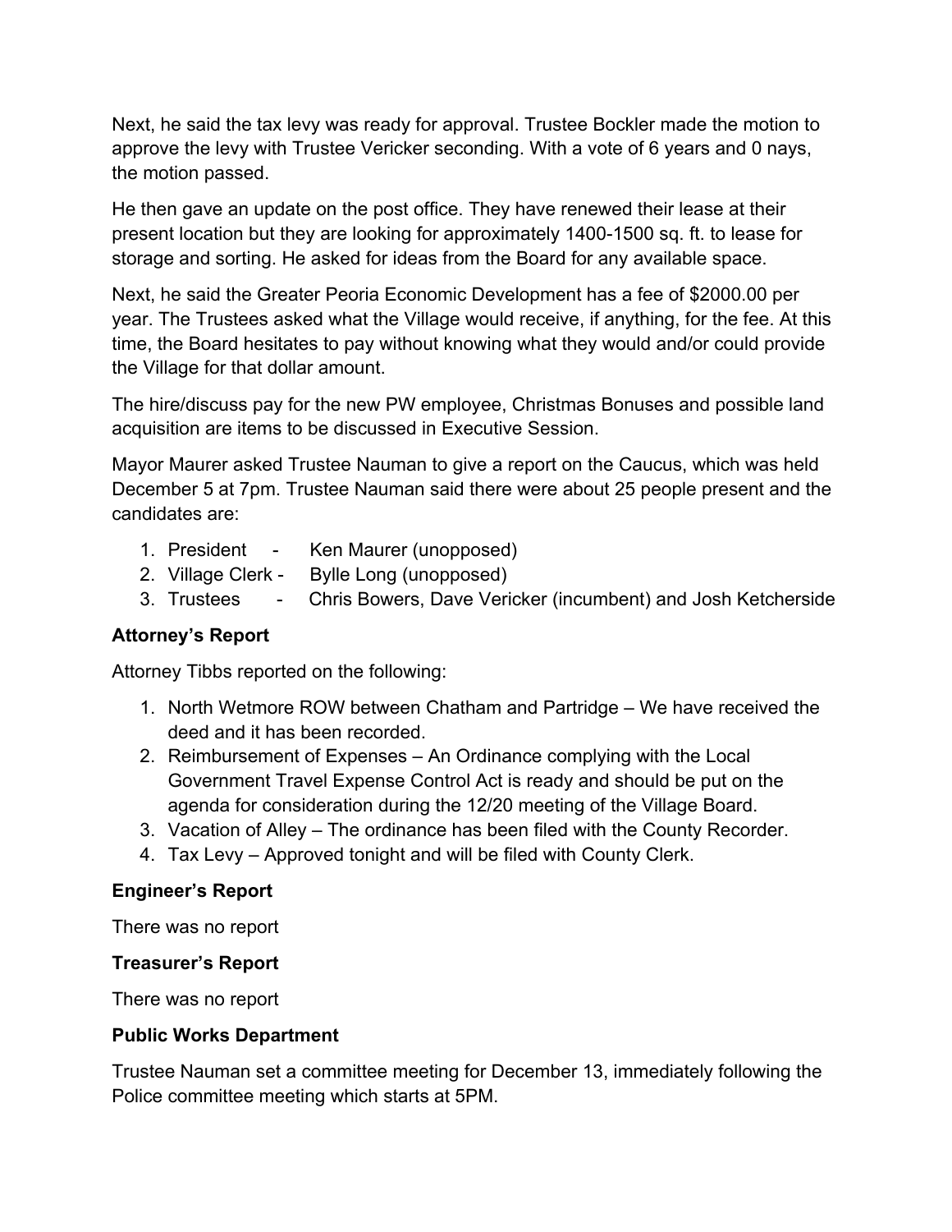Next, he said the tax levy was ready for approval. Trustee Bockler made the motion to approve the levy with Trustee Vericker seconding. With a vote of 6 years and 0 nays, the motion passed.

He then gave an update on the post office. They have renewed their lease at their present location but they are looking for approximately 1400-1500 sq. ft. to lease for storage and sorting. He asked for ideas from the Board for any available space.

Next, he said the Greater Peoria Economic Development has a fee of $2000.00 per year. The Trustees asked what the Village would receive, if anything, for the fee. At this time, the Board hesitates to pay without knowing what they would and/or could provide the Village for that dollar amount.

The hire/discuss pay for the new PW employee, Christmas Bonuses and possible land acquisition are items to be discussed in Executive Session.

Mayor Maurer asked Trustee Nauman to give a report on the Caucus, which was held December 5 at 7pm. Trustee Nauman said there were about 25 people present and the candidates are:

1. President - Ken Maurer (unopposed)
2. Village Clerk - Bylle Long (unopposed)
3. Trustees - Chris Bowers, Dave Vericker (incumbent) and Josh Ketcherside

**Attorney's Report**

Attorney Tibbs reported on the following:

1. North Wetmore ROW between Chatham and Partridge – We have received the deed and it has been recorded.
2. Reimbursement of Expenses – An Ordinance complying with the Local Government Travel Expense Control Act is ready and should be put on the agenda for consideration during the 12/20 meeting of the Village Board.
3. Vacation of Alley – The ordinance has been filed with the County Recorder.
4. Tax Levy – Approved tonight and will be filed with County Clerk.

**Engineer's Report**

There was no report

**Treasurer's Report**

There was no report

**Public Works Department**

Trustee Nauman set a committee meeting for December 13, immediately following the Police committee meeting which starts at 5PM.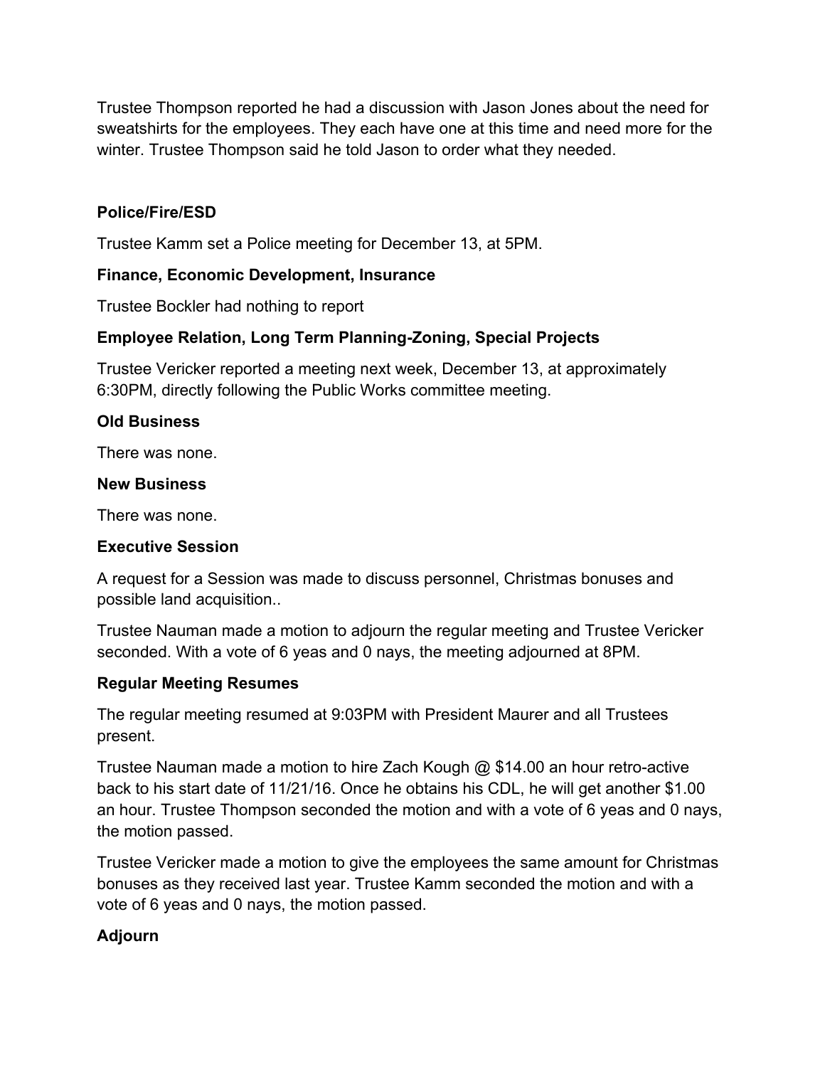Trustee Thompson reported he had a discussion with Jason Jones about the need for sweatshirts for the employees. They each have one at this time and need more for the winter. Trustee Thompson said he told Jason to order what they needed.

**Police/Fire/ESD**

Trustee Kamm set a Police meeting for December 13, at 5PM.

**Finance, Economic Development, Insurance**

Trustee Bockler had nothing to report

**Employee Relation, Long Term Planning-Zoning, Special Projects**

Trustee Vericker reported a meeting next week, December 13, at approximately 6:30PM, directly following the Public Works committee meeting.

**Old Business**

There was none.

**New Business**

There was none.

**Executive Session**

A request for a Session was made to discuss personnel, Christmas bonuses and possible land acquisition..

Trustee Nauman made a motion to adjourn the regular meeting and Trustee Vericker seconded. With a vote of 6 yeas and 0 nays, the meeting adjourned at 8PM.

**Regular Meeting Resumes**

The regular meeting resumed at 9:03PM with President Maurer and all Trustees present.

Trustee Nauman made a motion to hire Zach Kough @ $14.00 an hour retro-active back to his start date of 11/21/16. Once he obtains his CDL, he will get another $1.00 an hour. Trustee Thompson seconded the motion and with a vote of 6 yeas and 0 nays, the motion passed.

Trustee Vericker made a motion to give the employees the same amount for Christmas bonuses as they received last year. Trustee Kamm seconded the motion and with a vote of 6 yeas and 0 nays, the motion passed.

**Adjourn**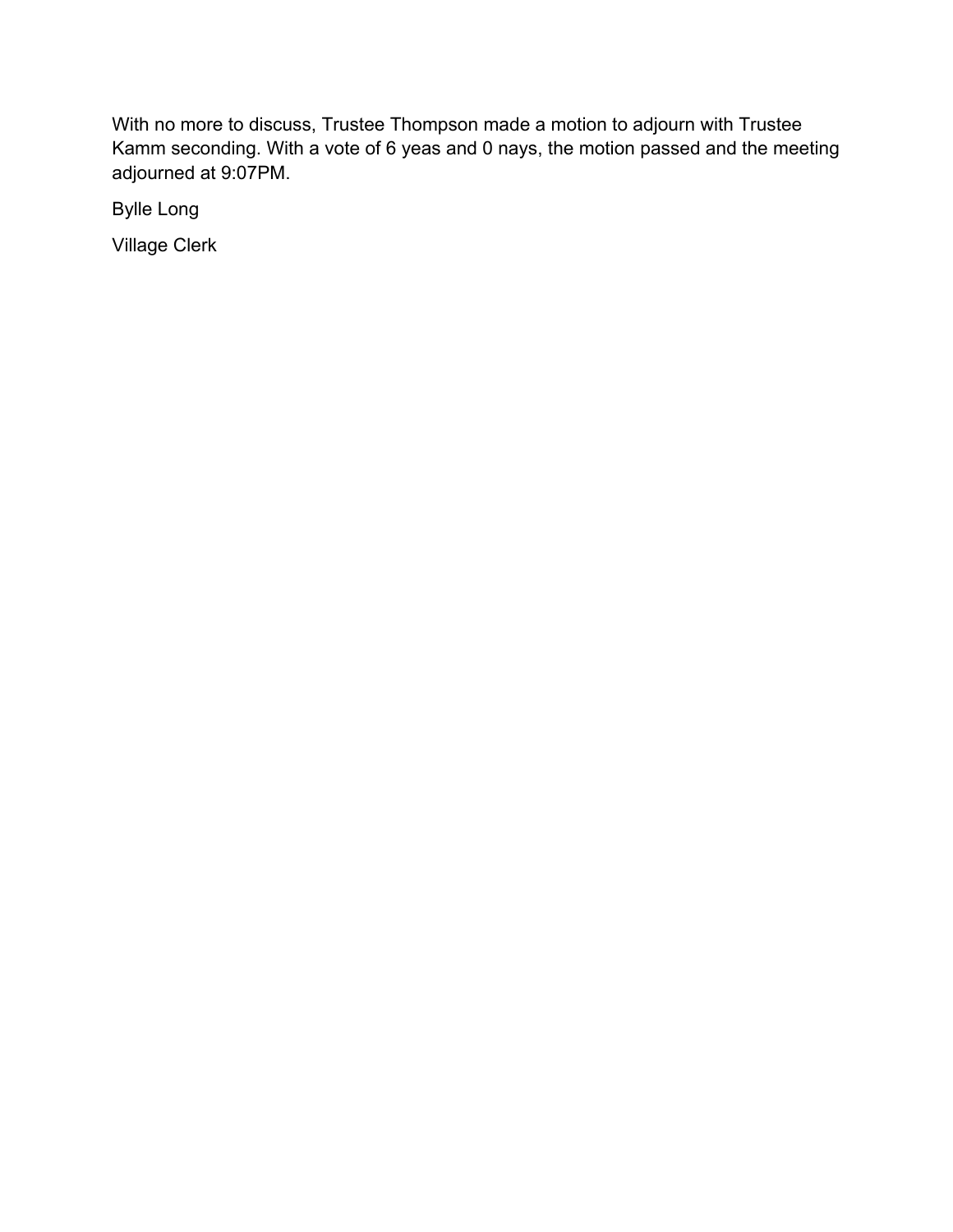With no more to discuss, Trustee Thompson made a motion to adjourn with Trustee Kamm seconding. With a vote of 6 yeas and 0 nays, the motion passed and the meeting adjourned at 9:07PM.

Bylle Long

Village Clerk